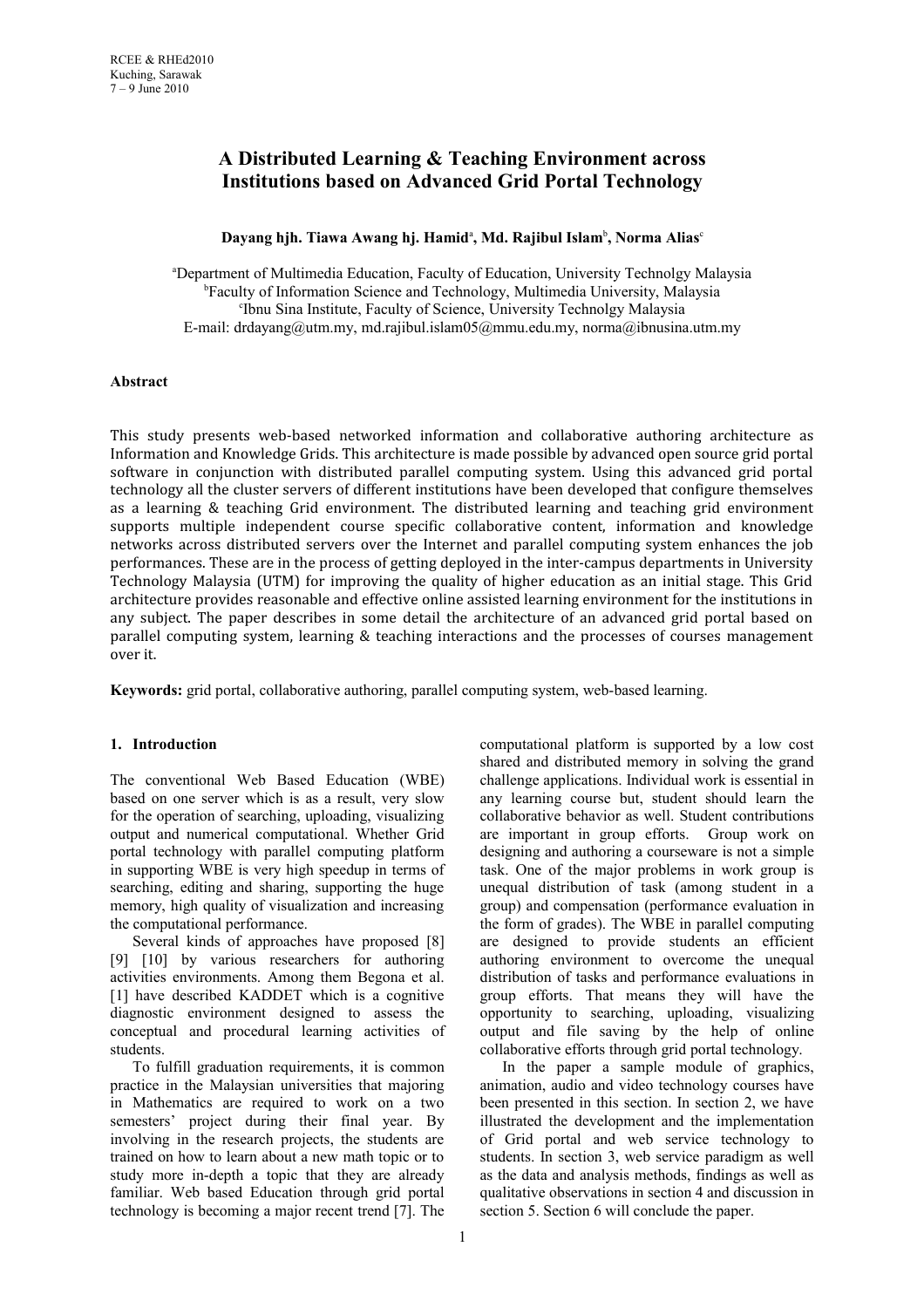# A Distributed Learning & Teaching Environment across Institutions based on Advanced Grid Portal Technology

**Dayang hjh. Tiawa Awang hj. Hamid[a], Md. Rajibul Islam[b], Norma Alias[c]**

[a]Department of Multimedia Education, Faculty of Education, University Technolgy Malaysia
[b]Faculty of Information Science and Technology, Multimedia University, Malaysia
[c]Ibnu Sina Institute, Faculty of Science, University Technolgy Malaysia
E-mail: drdayang@utm.my, md.rajibul.islam05@mmu.edu.my, norma@ibnusina.utm.my

**Abstract**

This study presents web-based networked information and collaborative authoring architecture as Information and Knowledge Grids. This architecture is made possible by advanced open source grid portal software in conjunction with distributed parallel computing system. Using this advanced grid portal technology all the cluster servers of different institutions have been developed that configure themselves as a learning & teaching Grid environment. The distributed learning and teaching grid environment supports multiple independent course specific collaborative content, information and knowledge networks across distributed servers over the Internet and parallel computing system enhances the job performances. These are in the process of getting deployed in the inter-campus departments in University Technology Malaysia (UTM) for improving the quality of higher education as an initial stage. This Grid architecture provides reasonable and effective online assisted learning environment for the institutions in any subject. The paper describes in some detail the architecture of an advanced grid portal based on parallel computing system, learning & teaching interactions and the processes of courses management over it.

**Keywords:** grid portal, collaborative authoring, parallel computing system, web-based learning.

## 1. Introduction

The conventional Web Based Education (WBE) based on one server which is as a result, very slow for the operation of searching, uploading, visualizing output and numerical computational. Whether Grid portal technology with parallel computing platform in supporting WBE is very high speedup in terms of searching, editing and sharing, supporting the huge memory, high quality of visualization and increasing the computational performance.

Several kinds of approaches have proposed [8] [9] [10] by various researchers for authoring activities environments. Among them Begona et al. [1] have described KADDET which is a cognitive diagnostic environment designed to assess the conceptual and procedural learning activities of students.

To fulfill graduation requirements, it is common practice in the Malaysian universities that majoring in Mathematics are required to work on a two semesters' project during their final year. By involving in the research projects, the students are trained on how to learn about a new math topic or to study more in-depth a topic that they are already familiar. Web based Education through grid portal technology is becoming a major recent trend [7]. The computational platform is supported by a low cost shared and distributed memory in solving the grand challenge applications. Individual work is essential in any learning course but, student should learn the collaborative behavior as well. Student contributions are important in group efforts. Group work on designing and authoring a courseware is not a simple task. One of the major problems in work group is unequal distribution of task (among student in a group) and compensation (performance evaluation in the form of grades). The WBE in parallel computing are designed to provide students an efficient authoring environment to overcome the unequal distribution of tasks and performance evaluations in group efforts. That means they will have the opportunity to searching, uploading, visualizing output and file saving by the help of online collaborative efforts through grid portal technology.

In the paper a sample module of graphics, animation, audio and video technology courses have been presented in this section. In section 2, we have illustrated the development and the implementation of Grid portal and web service technology to students. In section 3, web service paradigm as well as the data and analysis methods, findings as well as qualitative observations in section 4 and discussion in section 5. Section 6 will conclude the paper.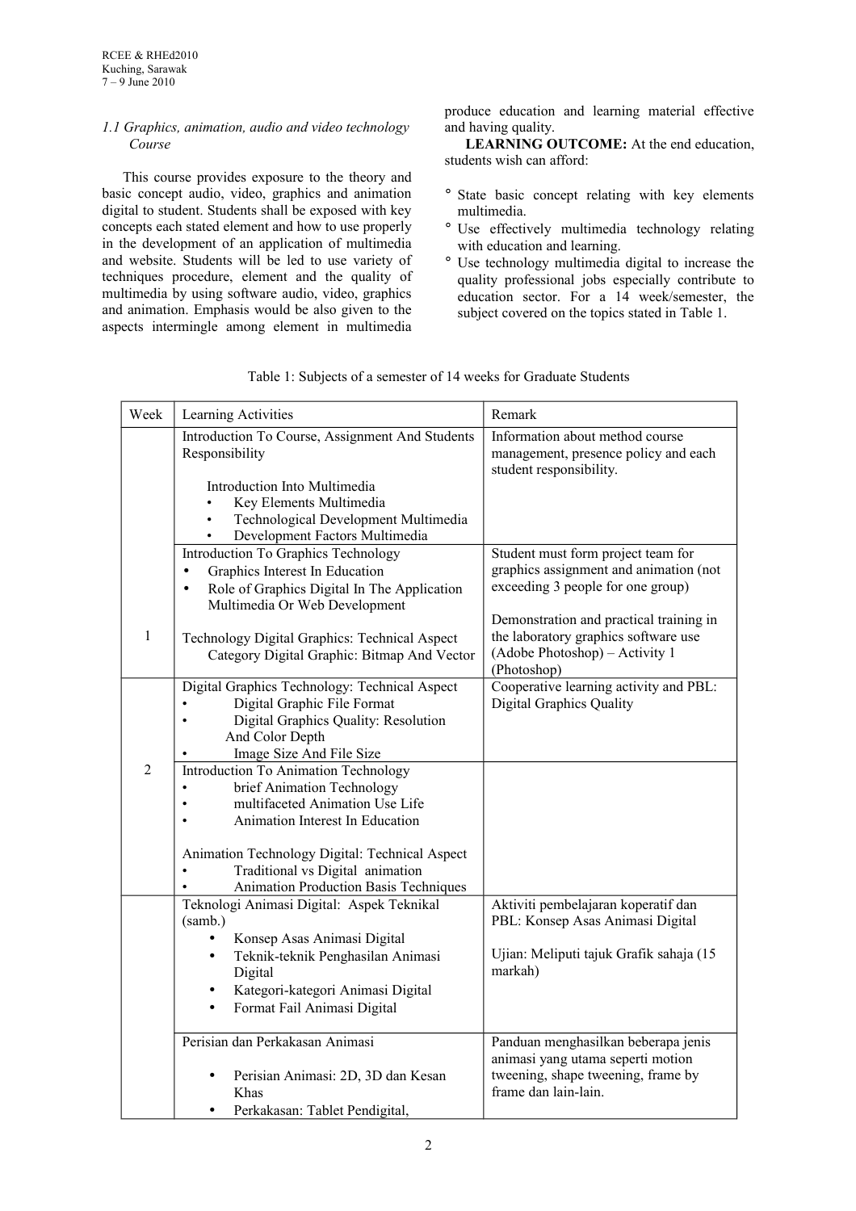### *1.1 Graphics, animation, audio and video technology Course*

This course provides exposure to the theory and basic concept audio, video, graphics and animation digital to student. Students shall be exposed with key concepts each stated element and how to use properly in the development of an application of multimedia and website. Students will be led to use variety of techniques procedure, element and the quality of multimedia by using software audio, video, graphics and animation. Emphasis would be also given to the aspects intermingle among element in multimedia produce education and learning material effective and having quality.

**LEARNING OUTCOME:** At the end education, students wish can afford:

- State basic concept relating with key elements multimedia.
- Use effectively multimedia technology relating with education and learning.
- Use technology multimedia digital to increase the quality professional jobs especially contribute to education sector. For a 14 week/semester, the subject covered on the topics stated in Table 1.

Table 1: Subjects of a semester of 14 weeks for Graduate Students

| Week | Learning Activities | Remark |
|---|---|---|
| 1 | Introduction To Course, Assignment And Students Responsibility<br><br>Introduction Into Multimedia<br>• Key Elements Multimedia<br>• Technological Development Multimedia<br>• Development Factors Multimedia | Information about method course management, presence policy and each student responsibility. |
| | Introduction To Graphics Technology<br>• Graphics Interest In Education<br>• Role of Graphics Digital In The Application Multimedia Or Web Development<br><br>Technology Digital Graphics: Technical Aspect<br>Category Digital Graphic: Bitmap And Vector | Student must form project team for graphics assignment and animation (not exceeding 3 people for one group)<br><br>Demonstration and practical training in the laboratory graphics software use (Adobe Photoshop) – Activity 1 (Photoshop) |
| 2 | Digital Graphics Technology: Technical Aspect<br>• Digital Graphic File Format<br>• Digital Graphics Quality: Resolution And Color Depth<br>• Image Size And File Size | Cooperative learning activity and PBL: Digital Graphics Quality |
| | Introduction To Animation Technology<br>• brief Animation Technology<br>• multifaceted Animation Use Life<br>• Animation Interest In Education<br><br>Animation Technology Digital: Technical Aspect<br>• Traditional vs Digital animation<br>• Animation Production Basis Techniques | |
| | Teknologi Animasi Digital: Aspek Teknikal (samb.)<br>• Konsep Asas Animasi Digital<br>• Teknik-teknik Penghasilan Animasi Digital<br>• Kategori-kategori Animasi Digital<br>• Format Fail Animasi Digital | Aktiviti pembelajaran koperatif dan PBL: Konsep Asas Animasi Digital<br><br>Ujian: Meliputi tajuk Grafik sahaja (15 markah) |
| | Perisian dan Perkakasan Animasi<br>• Perisian Animasi: 2D, 3D dan Kesan Khas<br>• Perkakasan: Tablet Pendigital, | Panduan menghasilkan beberapa jenis animasi yang utama seperti motion tweening, shape tweening, frame by frame dan lain-lain. |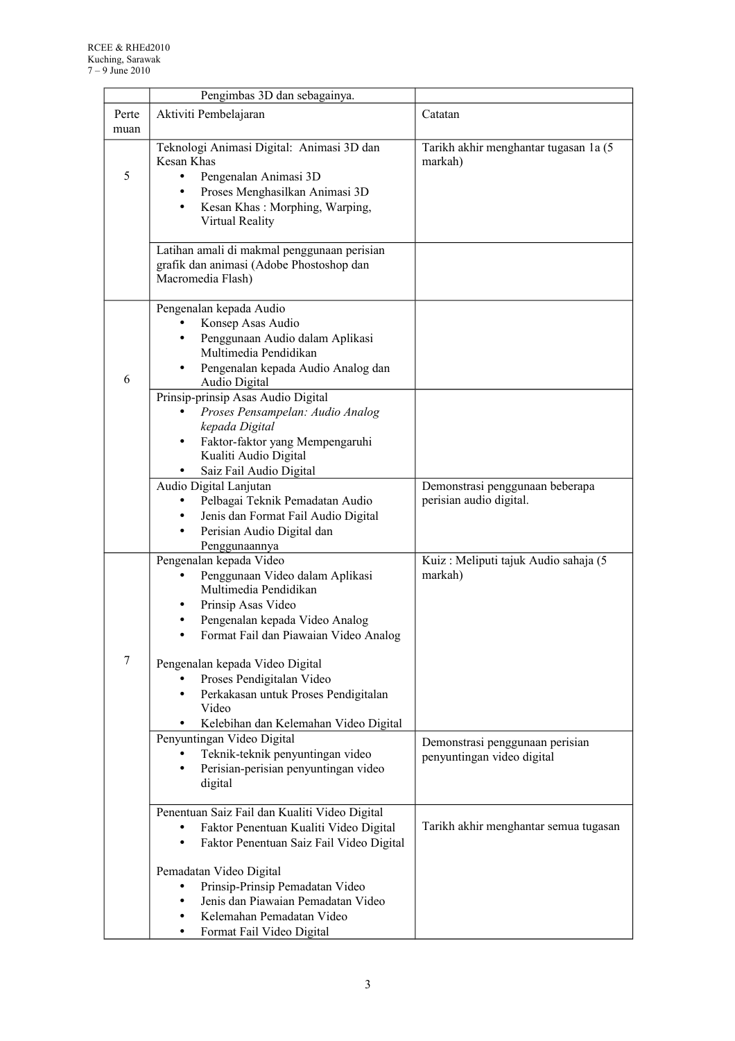| Pertemuan | Aktiviti Pembelajaran | Catatan |
|---|---|---|
| | Pengimbas 3D dan sebagainya. | |
| 5 | Teknologi Animasi Digital: Animasi 3D dan Kesan Khas<br>• Pengenalan Animasi 3D<br>• Proses Menghasilkan Animasi 3D<br>• Kesan Khas : Morphing, Warping, Virtual Reality | Tarikh akhir menghantar tugasan 1a (5 markah) |
| | Latihan amali di makmal penggunaan perisian grafik dan animasi (Adobe Phostoshop dan Macromedia Flash) | |
| 6 | Pengenalan kepada Audio<br>• Konsep Asas Audio<br>• Penggunaan Audio dalam Aplikasi Multimedia Pendidikan<br>• Pengenalan kepada Audio Analog dan Audio Digital | |
| | Prinsip-prinsip Asas Audio Digital<br>• *Proses Pensampelan: Audio Analog kepada Digital*<br>• Faktor-faktor yang Mempengaruhi Kualiti Audio Digital<br>• Saiz Fail Audio Digital | |
| | Audio Digital Lanjutan<br>• Pelbagai Teknik Pemadatan Audio<br>• Jenis dan Format Fail Audio Digital<br>• Perisian Audio Digital dan Penggunaannya | Demonstrasi penggunaan beberapa perisian audio digital. |
| 7 | Pengenalan kepada Video<br>• Penggunaan Video dalam Aplikasi Multimedia Pendidikan<br>• Prinsip Asas Video<br>• Pengenalan kepada Video Analog<br>• Format Fail dan Piawaian Video Analog<br><br>Pengenalan kepada Video Digital<br>• Proses Pendigitalan Video<br>• Perkakasan untuk Proses Pendigitalan Video<br>• Kelebihan dan Kelemahan Video Digital | Kuiz : Meliputi tajuk Audio sahaja (5 markah) |
| | Penyuntingan Video Digital<br>• Teknik-teknik penyuntingan video<br>• Perisian-perisian penyuntingan video digital | Demonstrasi penggunaan perisian penyuntingan video digital |
| | Penentuan Saiz Fail dan Kualiti Video Digital<br>• Faktor Penentuan Kualiti Video Digital<br>• Faktor Penentuan Saiz Fail Video Digital<br><br>Pemadatan Video Digital<br>• Prinsip-Prinsip Pemadatan Video<br>• Jenis dan Piawaian Pemadatan Video<br>• Kelemahan Pemadatan Video<br>• Format Fail Video Digital | Tarikh akhir menghantar semua tugasan |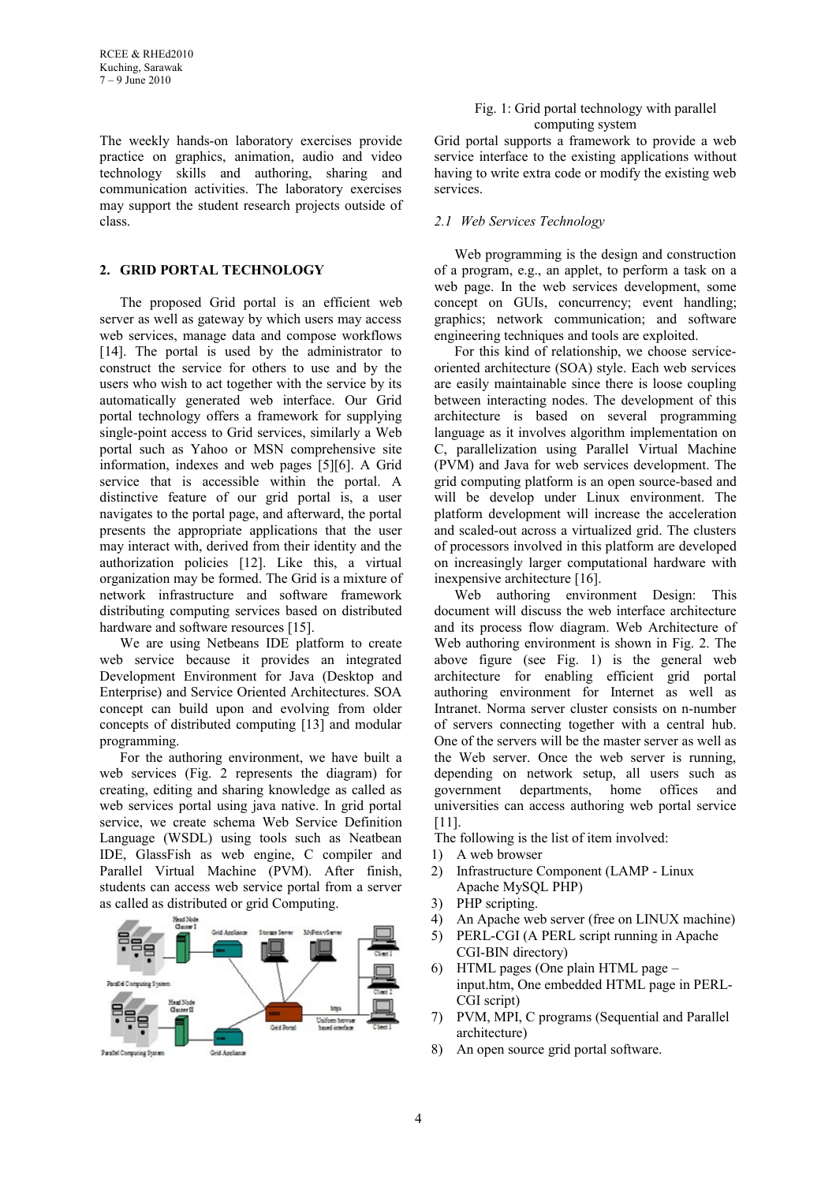The weekly hands-on laboratory exercises provide practice on graphics, animation, audio and video technology skills and authoring, sharing and communication activities. The laboratory exercises may support the student research projects outside of class.

## 2. GRID PORTAL TECHNOLOGY

The proposed Grid portal is an efficient web server as well as gateway by which users may access web services, manage data and compose workflows [14]. The portal is used by the administrator to construct the service for others to use and by the users who wish to act together with the service by its automatically generated web interface. Our Grid portal technology offers a framework for supplying single-point access to Grid services, similarly a Web portal such as Yahoo or MSN comprehensive site information, indexes and web pages [5][6]. A Grid service that is accessible within the portal. A distinctive feature of our grid portal is, a user navigates to the portal page, and afterward, the portal presents the appropriate applications that the user may interact with, derived from their identity and the authorization policies [12]. Like this, a virtual organization may be formed. The Grid is a mixture of network infrastructure and software framework distributing computing services based on distributed hardware and software resources [15].

We are using Netbeans IDE platform to create web service because it provides an integrated Development Environment for Java (Desktop and Enterprise) and Service Oriented Architectures. SOA concept can build upon and evolving from older concepts of distributed computing [13] and modular programming.

For the authoring environment, we have built a web services (Fig. 2 represents the diagram) for creating, editing and sharing knowledge as called as web services portal using java native. In grid portal service, we create schema Web Service Definition Language (WSDL) using tools such as Neatbean IDE, GlassFish as web engine, C compiler and Parallel Virtual Machine (PVM). After finish, students can access web service portal from a server as called as distributed or grid Computing.

Fig. 1: Grid portal technology with parallel computing system

Grid portal supports a framework to provide a web service interface to the existing applications without having to write extra code or modify the existing web services.

### 2.1 Web Services Technology

Web programming is the design and construction of a program, e.g., an applet, to perform a task on a web page. In the web services development, some concept on GUIs, concurrency; event handling; graphics; network communication; and software engineering techniques and tools are exploited.

For this kind of relationship, we choose service-oriented architecture (SOA) style. Each web services are easily maintainable since there is loose coupling between interacting nodes. The development of this architecture is based on several programming language as it involves algorithm implementation on C, parallelization using Parallel Virtual Machine (PVM) and Java for web services development. The grid computing platform is an open source-based and will be develop under Linux environment. The platform development will increase the acceleration and scaled-out across a virtualized grid. The clusters of processors involved in this platform are developed on increasingly larger computational hardware with inexpensive architecture [16].

Web authoring environment Design: This document will discuss the web interface architecture and its process flow diagram. Web Architecture of Web authoring environment is shown in Fig. 2. The above figure (see Fig. 1) is the general web architecture for enabling efficient grid portal authoring environment for Internet as well as Intranet. Norma server cluster consists on n-number of servers connecting together with a central hub. One of the servers will be the master server as well as the Web server. Once the web server is running, depending on network setup, all users such as government departments, home offices and universities can access authoring web portal service [11].

The following is the list of item involved:

1) A web browser
2) Infrastructure Component (LAMP - Linux Apache MySQL PHP)
3) PHP scripting.
4) An Apache web server (free on LINUX machine)
5) PERL-CGI (A PERL script running in Apache CGI-BIN directory)
6) HTML pages (One plain HTML page – input.htm, One embedded HTML page in PERL-CGI script)
7) PVM, MPI, C programs (Sequential and Parallel architecture)
8) An open source grid portal software.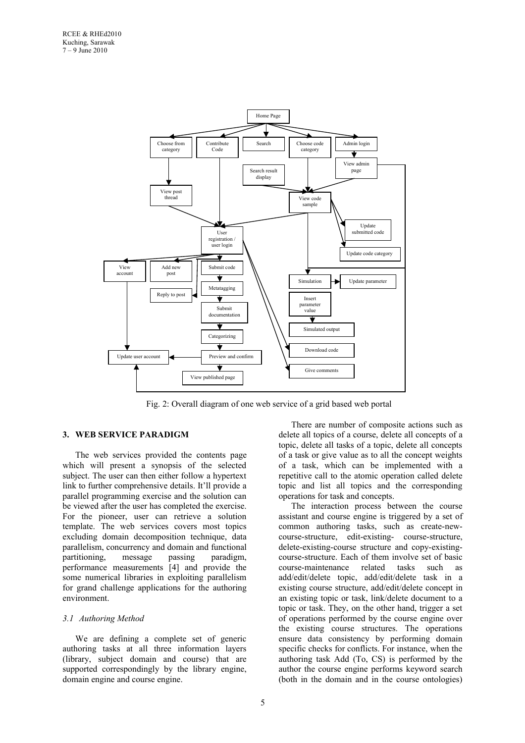Fig. 2: Overall diagram of one web service of a grid based web portal

## 3. WEB SERVICE PARADIGM

The web services provided the contents page which will present a synopsis of the selected subject. The user can then either follow a hypertext link to further comprehensive details. It'll provide a parallel programming exercise and the solution can be viewed after the user has completed the exercise. For the pioneer, user can retrieve a solution template. The web services covers most topics excluding domain decomposition technique, data parallelism, concurrency and domain and functional partitioning, message passing paradigm, performance measurements [4] and provide the some numerical libraries in exploiting parallelism for grand challenge applications for the authoring environment.

### *3.1 Authoring Method*

We are defining a complete set of generic authoring tasks at all three information layers (library, subject domain and course) that are supported correspondingly by the library engine, domain engine and course engine.

There are number of composite actions such as delete all topics of a course, delete all concepts of a topic, delete all tasks of a topic, delete all concepts of a task or give value as to all the concept weights of a task, which can be implemented with a repetitive call to the atomic operation called delete topic and list all topics and the corresponding operations for task and concepts.

The interaction process between the course assistant and course engine is triggered by a set of common authoring tasks, such as create-new-course-structure, edit-existing- course-structure, delete-existing-course structure and copy-existing-course-structure. Each of them involve set of basic course-maintenance related tasks such as add/edit/delete topic, add/edit/delete task in a existing course structure, add/edit/delete concept in an existing topic or task, link/delete document to a topic or task. They, on the other hand, trigger a set of operations performed by the course engine over the existing course structures. The operations ensure data consistency by performing domain specific checks for conflicts. For instance, when the authoring task Add (To, CS) is performed by the author the course engine performs keyword search (both in the domain and in the course ontologies)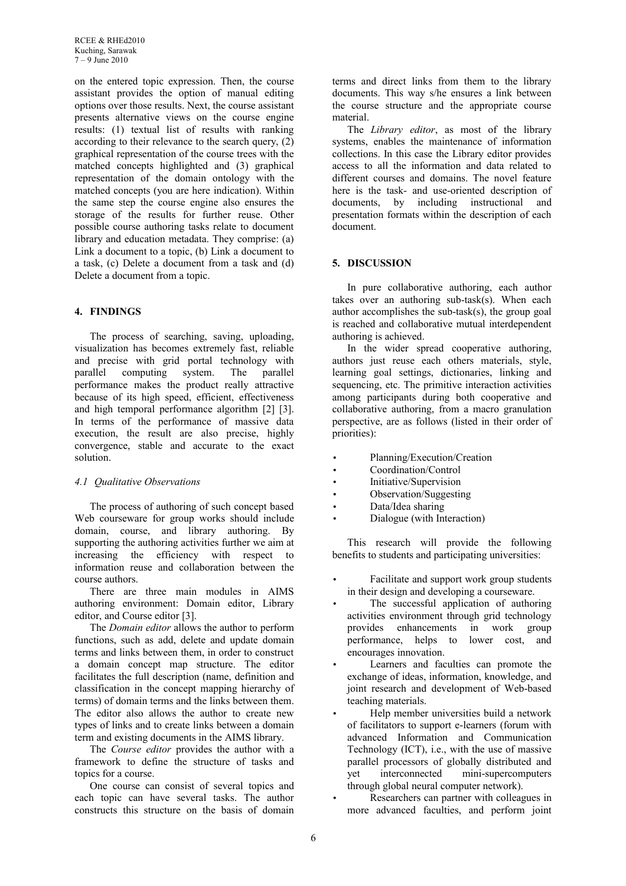on the entered topic expression. Then, the course assistant provides the option of manual editing options over those results. Next, the course assistant presents alternative views on the course engine results: (1) textual list of results with ranking according to their relevance to the search query, (2) graphical representation of the course trees with the matched concepts highlighted and (3) graphical representation of the domain ontology with the matched concepts (you are here indication). Within the same step the course engine also ensures the storage of the results for further reuse. Other possible course authoring tasks relate to document library and education metadata. They comprise: (a) Link a document to a topic, (b) Link a document to a task, (c) Delete a document from a task and (d) Delete a document from a topic.

## 4. FINDINGS

The process of searching, saving, uploading, visualization has becomes extremely fast, reliable and precise with grid portal technology with parallel computing system. The parallel performance makes the product really attractive because of its high speed, efficient, effectiveness and high temporal performance algorithm [2] [3]. In terms of the performance of massive data execution, the result are also precise, highly convergence, stable and accurate to the exact solution.

### *4.1 Qualitative Observations*

The process of authoring of such concept based Web courseware for group works should include domain, course, and library authoring. By supporting the authoring activities further we aim at increasing the efficiency with respect to information reuse and collaboration between the course authors.

There are three main modules in AIMS authoring environment: Domain editor, Library editor, and Course editor [3].

The *Domain editor* allows the author to perform functions, such as add, delete and update domain terms and links between them, in order to construct a domain concept map structure. The editor facilitates the full description (name, definition and classification in the concept mapping hierarchy of terms) of domain terms and the links between them. The editor also allows the author to create new types of links and to create links between a domain term and existing documents in the AIMS library.

The *Course editor* provides the author with a framework to define the structure of tasks and topics for a course.

One course can consist of several topics and each topic can have several tasks. The author constructs this structure on the basis of domain terms and direct links from them to the library documents. This way s/he ensures a link between the course structure and the appropriate course material.

The *Library editor*, as most of the library systems, enables the maintenance of information collections. In this case the Library editor provides access to all the information and data related to different courses and domains. The novel feature here is the task- and use-oriented description of documents, by including instructional and presentation formats within the description of each document.

## 5. DISCUSSION

In pure collaborative authoring, each author takes over an authoring sub-task(s). When each author accomplishes the sub-task(s), the group goal is reached and collaborative mutual interdependent authoring is achieved.

In the wider spread cooperative authoring, authors just reuse each others materials, style, learning goal settings, dictionaries, linking and sequencing, etc. The primitive interaction activities among participants during both cooperative and collaborative authoring, from a macro granulation perspective, are as follows (listed in their order of priorities):

- Planning/Execution/Creation
- Coordination/Control
- Initiative/Supervision
- Observation/Suggesting
- Data/Idea sharing
- Dialogue (with Interaction)

This research will provide the following benefits to students and participating universities:

- Facilitate and support work group students in their design and developing a courseware.
- The successful application of authoring activities environment through grid technology provides enhancements in work group performance, helps to lower cost, and encourages innovation.
- Learners and faculties can promote the exchange of ideas, information, knowledge, and joint research and development of Web-based teaching materials.
- Help member universities build a network of facilitators to support e-learners (forum with advanced Information and Communication Technology (ICT), i.e., with the use of massive parallel processors of globally distributed and yet interconnected mini-supercomputers through global neural computer network).
- Researchers can partner with colleagues in more advanced faculties, and perform joint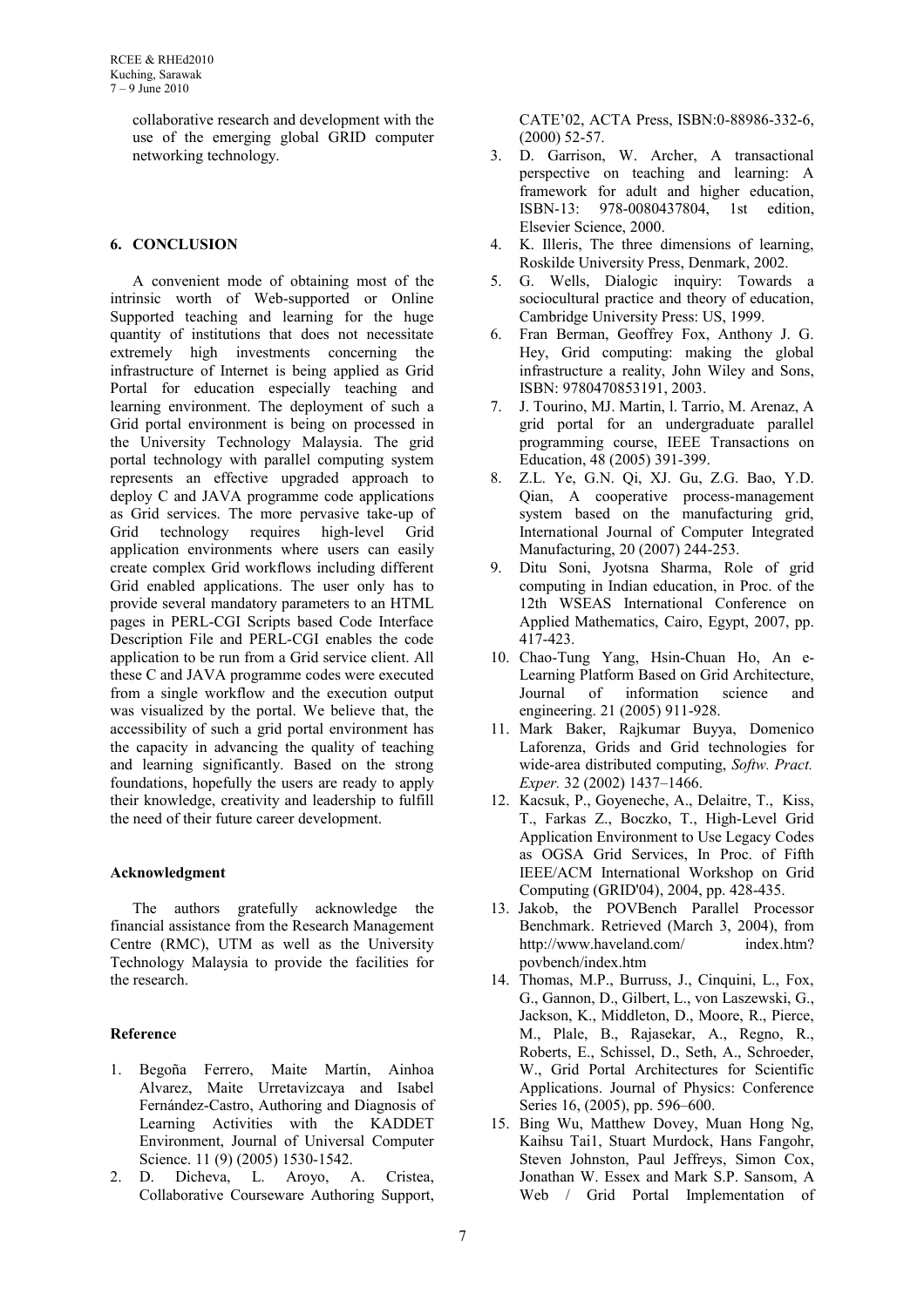collaborative research and development with the use of the emerging global GRID computer networking technology.

## 6. CONCLUSION

A convenient mode of obtaining most of the intrinsic worth of Web-supported or Online Supported teaching and learning for the huge quantity of institutions that does not necessitate extremely high investments concerning the infrastructure of Internet is being applied as Grid Portal for education especially teaching and learning environment. The deployment of such a Grid portal environment is being on processed in the University Technology Malaysia. The grid portal technology with parallel computing system represents an effective upgraded approach to deploy C and JAVA programme code applications as Grid services. The more pervasive take-up of Grid technology requires high-level Grid application environments where users can easily create complex Grid workflows including different Grid enabled applications. The user only has to provide several mandatory parameters to an HTML pages in PERL-CGI Scripts based Code Interface Description File and PERL-CGI enables the code application to be run from a Grid service client. All these C and JAVA programme codes were executed from a single workflow and the execution output was visualized by the portal. We believe that, the accessibility of such a grid portal environment has the capacity in advancing the quality of teaching and learning significantly. Based on the strong foundations, hopefully the users are ready to apply their knowledge, creativity and leadership to fulfill the need of their future career development.

### Acknowledgment

The authors gratefully acknowledge the financial assistance from the Research Management Centre (RMC), UTM as well as the University Technology Malaysia to provide the facilities for the research.

### Reference

1. Begoña Ferrero, Maite Martín, Ainhoa Alvarez, Maite Urretavizcaya and Isabel Fernández-Castro, Authoring and Diagnosis of Learning Activities with the KADDET Environment, Journal of Universal Computer Science. 11 (9) (2005) 1530-1542.
2. D. Dicheva, L. Aroyo, A. Cristea, Collaborative Courseware Authoring Support, CATE'02, ACTA Press, ISBN:0-88986-332-6, (2000) 52-57.
3. D. Garrison, W. Archer, A transactional perspective on teaching and learning: A framework for adult and higher education, ISBN-13: 978-0080437804, 1st edition, Elsevier Science, 2000.
4. K. Illeris, The three dimensions of learning, Roskilde University Press, Denmark, 2002.
5. G. Wells, Dialogic inquiry: Towards a sociocultural practice and theory of education, Cambridge University Press: US, 1999.
6. Fran Berman, Geoffrey Fox, Anthony J. G. Hey, Grid computing: making the global infrastructure a reality, John Wiley and Sons, ISBN: 9780470853191, 2003.
7. J. Tourino, MJ. Martin, l. Tarrio, M. Arenaz, A grid portal for an undergraduate parallel programming course, IEEE Transactions on Education, 48 (2005) 391-399.
8. Z.L. Ye, G.N. Qi, XJ. Gu, Z.G. Bao, Y.D. Qian, A cooperative process-management system based on the manufacturing grid, International Journal of Computer Integrated Manufacturing, 20 (2007) 244-253.
9. Ditu Soni, Jyotsna Sharma, Role of grid computing in Indian education, in Proc. of the 12th WSEAS International Conference on Applied Mathematics, Cairo, Egypt, 2007, pp. 417-423.
10. Chao-Tung Yang, Hsin-Chuan Ho, An e-Learning Platform Based on Grid Architecture, Journal of information science and engineering. 21 (2005) 911-928.
11. Mark Baker, Rajkumar Buyya, Domenico Laforenza, Grids and Grid technologies for wide-area distributed computing, *Softw. Pract. Exper.* 32 (2002) 1437–1466.
12. Kacsuk, P., Goyeneche, A., Delaitre, T., Kiss, T., Farkas Z., Boczko, T., High-Level Grid Application Environment to Use Legacy Codes as OGSA Grid Services, In Proc. of Fifth IEEE/ACM International Workshop on Grid Computing (GRID'04), 2004, pp. 428-435.
13. Jakob, the POVBench Parallel Processor Benchmark. Retrieved (March 3, 2004), from http://www.haveland.com/ index.htm?povbench/index.htm
14. Thomas, M.P., Burruss, J., Cinquini, L., Fox, G., Gannon, D., Gilbert, L., von Laszewski, G., Jackson, K., Middleton, D., Moore, R., Pierce, M., Plale, B., Rajasekar, A., Regno, R., Roberts, E., Schissel, D., Seth, A., Schroeder, W., Grid Portal Architectures for Scientific Applications. Journal of Physics: Conference Series 16, (2005), pp. 596–600.
15. Bing Wu, Matthew Dovey, Muan Hong Ng, Kaihsu Tai1, Stuart Murdock, Hans Fangohr, Steven Johnston, Paul Jeffreys, Simon Cox, Jonathan W. Essex and Mark S.P. Sansom, A Web / Grid Portal Implementation of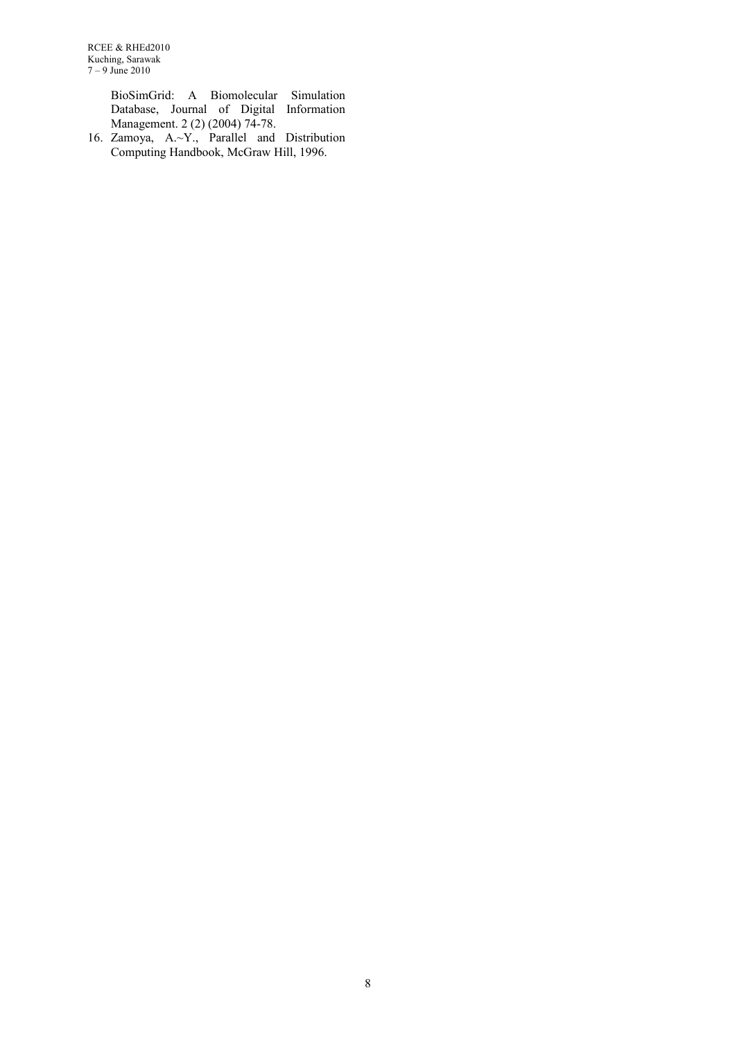BioSimGrid: A Biomolecular Simulation Database, Journal of Digital Information Management. 2 (2) (2004) 74-78.

16. Zamoya, A.~Y., Parallel and Distribution Computing Handbook, McGraw Hill, 1996.